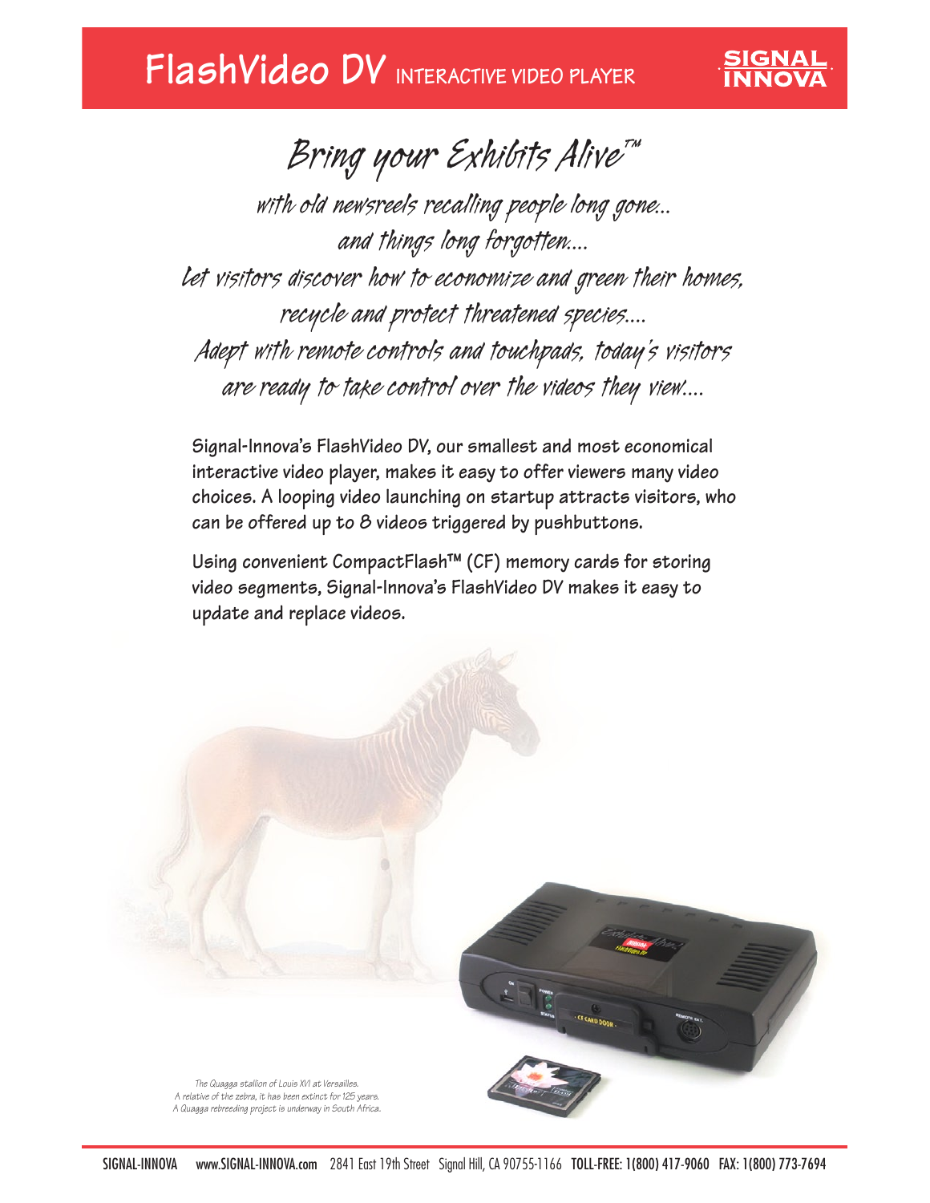# FlashVideo DV INTERACTIVE VIDEO PLAYER

SIGNAL INNOVA

## Bring your Exhibits Alive™

*with old newsreels recalling people long gone...*
*and things long forgotten....*
*Let visitors discover how to economize and green their homes,*
*recycle and protect threatened species....*
*Adept with remote controls and touchpads, today's visitors*
*are ready to take control over the videos they view....*

**Signal-Innova's FlashVideo DV, our smallest and most economical interactive video player, makes it easy to offer viewers many video choices. A looping video launching on startup attracts visitors, who can be offered up to 8 videos triggered by pushbuttons.**

**Using convenient CompactFlash™ (CF) memory cards for storing video segments, Signal-Innova's FlashVideo DV makes it easy to update and replace videos.**

*The Quagga stallion of Louis XVI at Versailles.*
*A relative of the zebra, it has been extinct for 125 years.*
*A Quagga rebreeding project is underway in South Africa.*

SIGNAL-INNOVA www.SIGNAL-INNOVA.com 2841 East 19th Street Signal Hill, CA 90755-1166 TOLL-FREE: 1(800) 417-9060 FAX: 1(800) 773-7694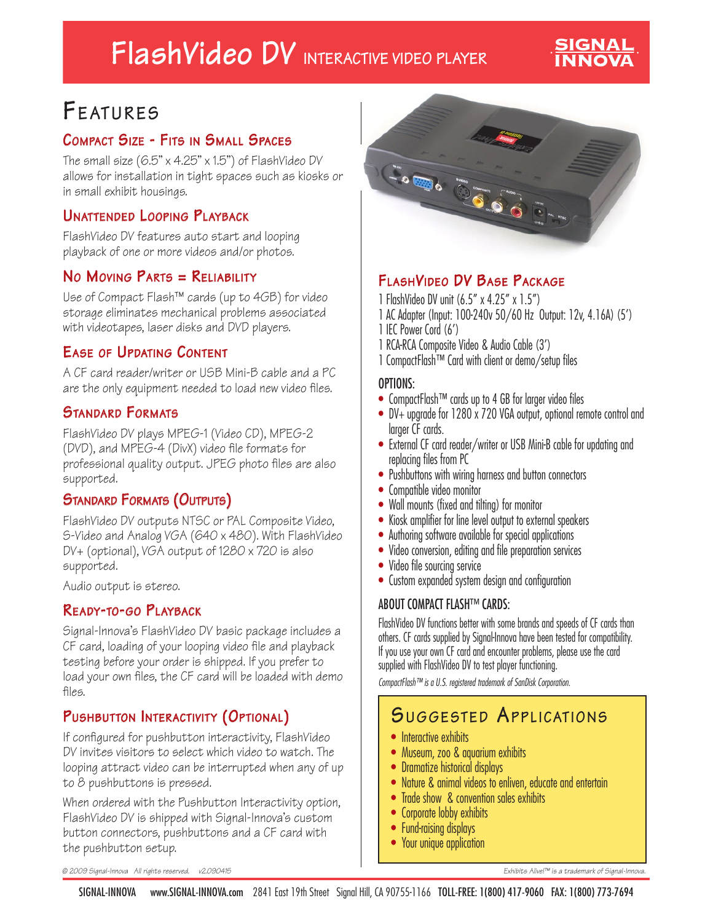# FlashVideo DV INTERACTIVE VIDEO PLAYER

SIGNAL INNOVA

## Features

### Compact Size - Fits in Small Spaces

The small size (6.5" x 4.25" x 1.5") of FlashVideo DV allows for installation in tight spaces such as kiosks or in small exhibit housings.

### Unattended Looping Playback

FlashVideo DV features auto start and looping playback of one or more videos and/or photos.

### No Moving Parts = Reliability

Use of Compact Flash™ cards (up to 4GB) for video storage eliminates mechanical problems associated with videotapes, laser disks and DVD players.

### Ease of Updating Content

A CF card reader/writer or USB Mini-B cable and a PC are the only equipment needed to load new video files.

### Standard Formats

FlashVideo DV plays MPEG-1 (Video CD), MPEG-2 (DVD), and MPEG-4 (DivX) video file formats for professional quality output. JPEG photo files are also supported.

### Standard Formats (Outputs)

FlashVideo DV outputs NTSC or PAL Composite Video, S-Video and Analog VGA (640 x 480). With FlashVideo DV+ (optional), VGA output of 1280 x 720 is also supported.

Audio output is stereo.

### Ready-to-go Playback

Signal-Innova's FlashVideo DV basic package includes a CF card, loading of your looping video file and playback testing before your order is shipped. If you prefer to load your own files, the CF card will be loaded with demo files.

### Pushbutton Interactivity (Optional)

If configured for pushbutton interactivity, FlashVideo DV invites visitors to select which video to watch. The looping attract video can be interrupted when any of up to 8 pushbuttons is pressed.

When ordered with the Pushbutton Interactivity option, FlashVideo DV is shipped with Signal-Innova's custom button connectors, pushbuttons and a CF card with the pushbutton setup.

### FlashVideo DV Base Package

1 FlashVideo DV unit (6.5" x 4.25" x 1.5")
1 AC Adapter (Input: 100-240v 50/60 Hz Output: 12v, 4.16A) (5')
1 IEC Power Cord (6')
1 RCA-RCA Composite Video & Audio Cable (3')
1 CompactFlash™ Card with client or demo/setup files

#### OPTIONS:

- CompactFlash™ cards up to 4 GB for larger video files
- DV+ upgrade for 1280 x 720 VGA output, optional remote control and larger CF cards.
- External CF card reader/writer or USB Mini-B cable for updating and replacing files from PC
- Pushbuttons with wiring harness and button connectors
- Compatible video monitor
- Wall mounts (fixed and tilting) for monitor
- Kiosk amplifier for line level output to external speakers
- Authoring software available for special applications
- Video conversion, editing and file preparation services
- Video file sourcing service
- Custom expanded system design and configuration

#### ABOUT COMPACT FLASH™ CARDS:

FlashVideo DV functions better with some brands and speeds of CF cards than others. CF cards supplied by Signal-Innova have been tested for compatibility. If you use your own CF card and encounter problems, please use the card supplied with FlashVideo DV to test player functioning.

*CompactFlash™ is a U.S. registered trademark of SanDisk Corporation.*

### Suggested Applications

- Interactive exhibits
- Museum, zoo & aquarium exhibits
- Dramatize historical displays
- Nature & animal videos to enliven, educate and entertain
- Trade show & convention sales exhibits
- Corporate lobby exhibits
- Fund-raising displays
- Your unique application

© 2009 Signal-Innova All rights reserved. v2.090415

Exhibits Alive!™ is a trademark of Signal-Innova.

SIGNAL-INNOVA www.SIGNAL-INNOVA.com 2841 East 19th Street Signal Hill, CA 90755-1166 TOLL-FREE: 1(800) 417-9060 FAX: 1(800) 773-7694